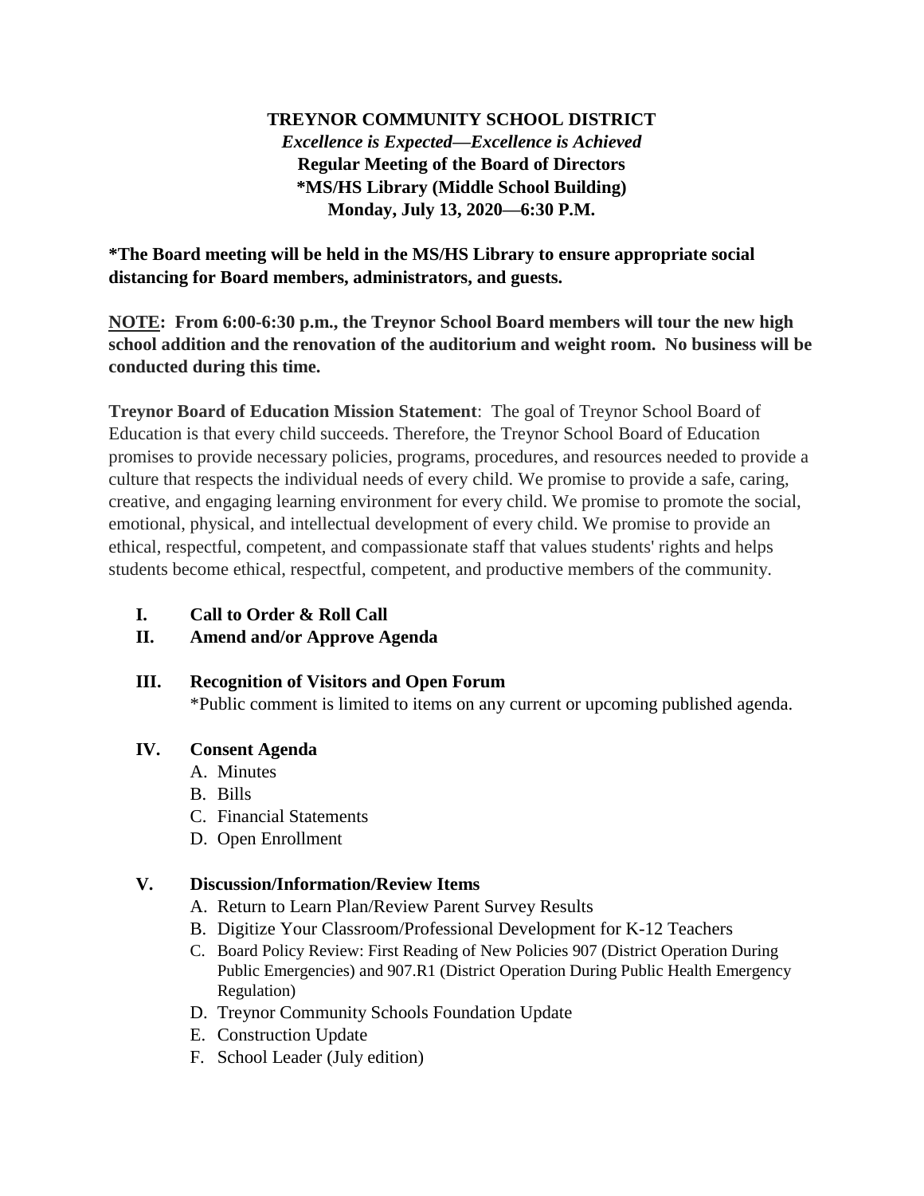**TREYNOR COMMUNITY SCHOOL DISTRICT**
***Excellence is Expected—Excellence is Achieved***
**Regular Meeting of the Board of Directors**
**\*MS/HS Library (Middle School Building)**
**Monday, July 13, 2020—6:30 P.M.**

**\*The Board meeting will be held in the MS/HS Library to ensure appropriate social distancing for Board members, administrators, and guests.**

**<u>NOTE</u>: From 6:00-6:30 p.m., the Treynor School Board members will tour the new high school addition and the renovation of the auditorium and weight room. No business will be conducted during this time.**

**Treynor Board of Education Mission Statement**: The goal of Treynor School Board of Education is that every child succeeds. Therefore, the Treynor School Board of Education promises to provide necessary policies, programs, procedures, and resources needed to provide a culture that respects the individual needs of every child. We promise to provide a safe, caring, creative, and engaging learning environment for every child. We promise to promote the social, emotional, physical, and intellectual development of every child. We promise to provide an ethical, respectful, competent, and compassionate staff that values students' rights and helps students become ethical, respectful, competent, and productive members of the community.

**I. Call to Order & Roll Call**

**II. Amend and/or Approve Agenda**

**III. Recognition of Visitors and Open Forum**

\*Public comment is limited to items on any current or upcoming published agenda.

**IV. Consent Agenda**

A. Minutes
B. Bills
C. Financial Statements
D. Open Enrollment

**V. Discussion/Information/Review Items**

A. Return to Learn Plan/Review Parent Survey Results
B. Digitize Your Classroom/Professional Development for K-12 Teachers
C. Board Policy Review: First Reading of New Policies 907 (District Operation During Public Emergencies) and 907.R1 (District Operation During Public Health Emergency Regulation)
D. Treynor Community Schools Foundation Update
E. Construction Update
F. School Leader (July edition)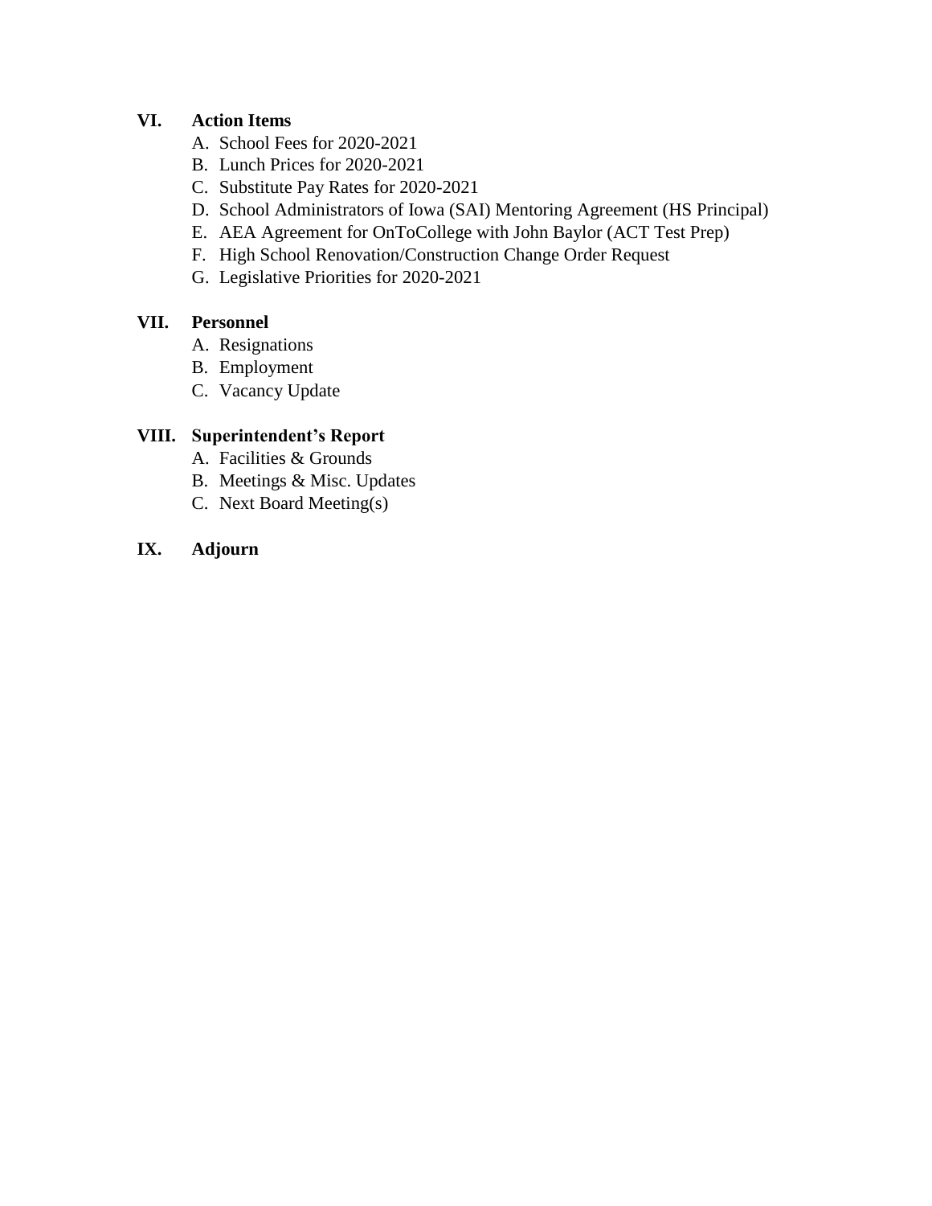## VI. Action Items

A. School Fees for 2020-2021
B. Lunch Prices for 2020-2021
C. Substitute Pay Rates for 2020-2021
D. School Administrators of Iowa (SAI) Mentoring Agreement (HS Principal)
E. AEA Agreement for OnToCollege with John Baylor (ACT Test Prep)
F. High School Renovation/Construction Change Order Request
G. Legislative Priorities for 2020-2021

## VII. Personnel

A. Resignations
B. Employment
C. Vacancy Update

## VIII. Superintendent's Report

A. Facilities & Grounds
B. Meetings & Misc. Updates
C. Next Board Meeting(s)

## IX. Adjourn